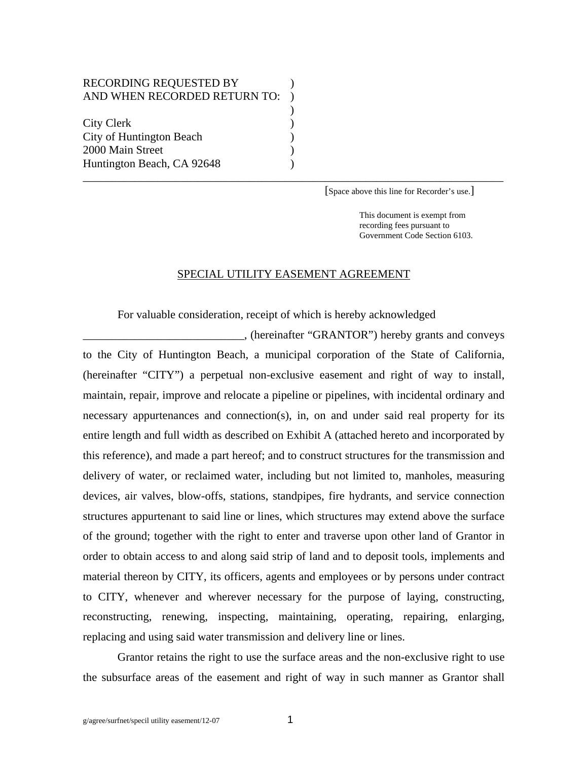RECORDING REQUESTED BY  
AND WHEN RECORDED RETURN TO:

City Clerk  
City of Huntington Beach  
2000 Main Street  
Huntington Beach, CA 92648

[Space above this line for Recorder's use.]

This document is exempt from recording fees pursuant to Government Code Section 6103.

## SPECIAL UTILITY EASEMENT AGREEMENT

For valuable consideration, receipt of which is hereby acknowledged ____________________________, (hereinafter "GRANTOR") hereby grants and conveys to the City of Huntington Beach, a municipal corporation of the State of California, (hereinafter "CITY") a perpetual non-exclusive easement and right of way to install, maintain, repair, improve and relocate a pipeline or pipelines, with incidental ordinary and necessary appurtenances and connection(s), in, on and under said real property for its entire length and full width as described on Exhibit A (attached hereto and incorporated by this reference), and made a part hereof; and to construct structures for the transmission and delivery of water, or reclaimed water, including but not limited to, manholes, measuring devices, air valves, blow-offs, stations, standpipes, fire hydrants, and service connection structures appurtenant to said line or lines, which structures may extend above the surface of the ground; together with the right to enter and traverse upon other land of Grantor in order to obtain access to and along said strip of land and to deposit tools, implements and material thereon by CITY, its officers, agents and employees or by persons under contract to CITY, whenever and wherever necessary for the purpose of laying, constructing, reconstructing, renewing, inspecting, maintaining, operating, repairing, enlarging, replacing and using said water transmission and delivery line or lines.

Grantor retains the right to use the surface areas and the non-exclusive right to use the subsurface areas of the easement and right of way in such manner as Grantor shall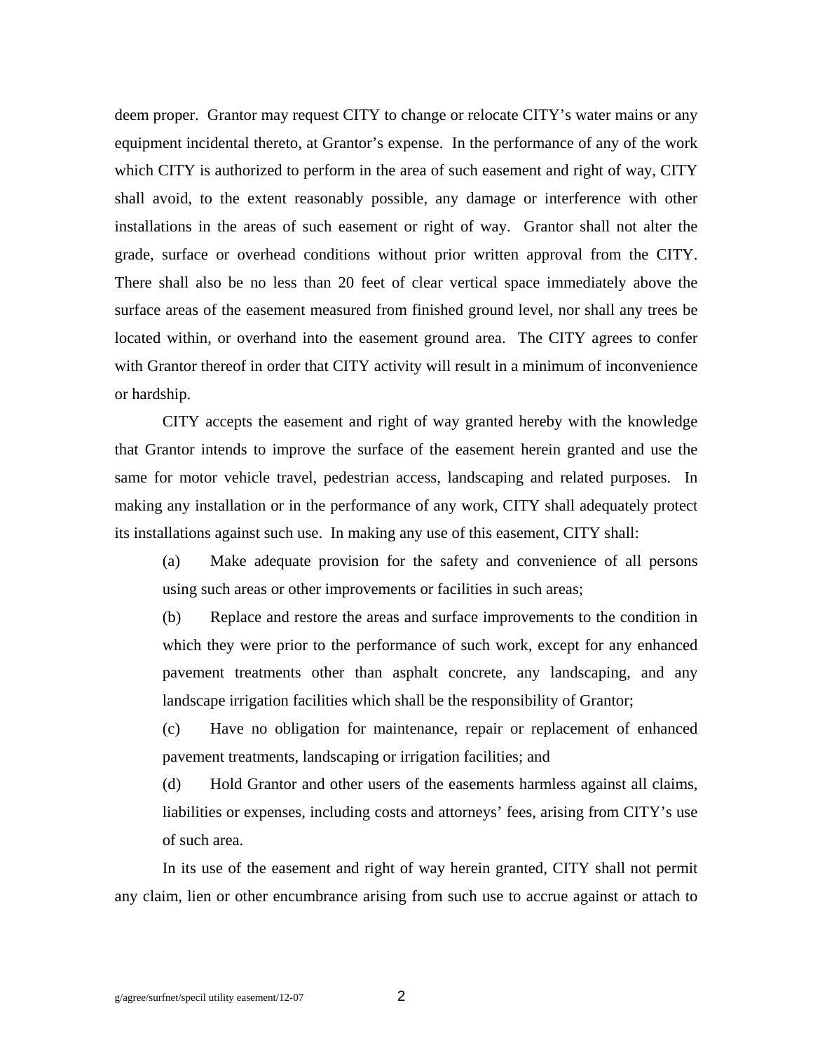deem proper. Grantor may request CITY to change or relocate CITY's water mains or any equipment incidental thereto, at Grantor's expense. In the performance of any of the work which CITY is authorized to perform in the area of such easement and right of way, CITY shall avoid, to the extent reasonably possible, any damage or interference with other installations in the areas of such easement or right of way. Grantor shall not alter the grade, surface or overhead conditions without prior written approval from the CITY. There shall also be no less than 20 feet of clear vertical space immediately above the surface areas of the easement measured from finished ground level, nor shall any trees be located within, or overhand into the easement ground area. The CITY agrees to confer with Grantor thereof in order that CITY activity will result in a minimum of inconvenience or hardship.

CITY accepts the easement and right of way granted hereby with the knowledge that Grantor intends to improve the surface of the easement herein granted and use the same for motor vehicle travel, pedestrian access, landscaping and related purposes. In making any installation or in the performance of any work, CITY shall adequately protect its installations against such use. In making any use of this easement, CITY shall:

(a) Make adequate provision for the safety and convenience of all persons using such areas or other improvements or facilities in such areas;

(b) Replace and restore the areas and surface improvements to the condition in which they were prior to the performance of such work, except for any enhanced pavement treatments other than asphalt concrete, any landscaping, and any landscape irrigation facilities which shall be the responsibility of Grantor;

(c) Have no obligation for maintenance, repair or replacement of enhanced pavement treatments, landscaping or irrigation facilities; and

(d) Hold Grantor and other users of the easements harmless against all claims, liabilities or expenses, including costs and attorneys' fees, arising from CITY's use of such area.

In its use of the easement and right of way herein granted, CITY shall not permit any claim, lien or other encumbrance arising from such use to accrue against or attach to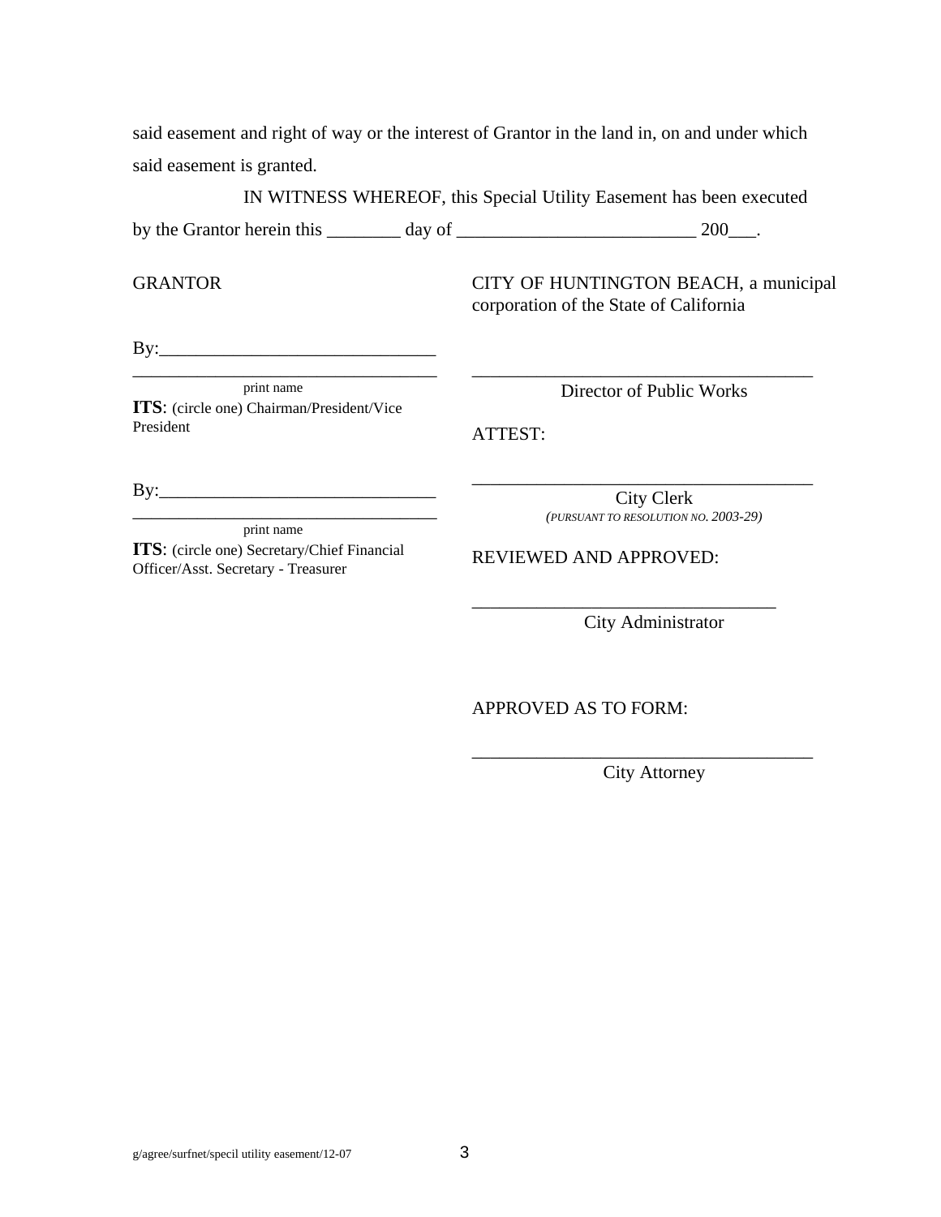said easement and right of way or the interest of Grantor in the land in, on and under which said easement is granted.

IN WITNESS WHEREOF, this Special Utility Easement has been executed by the Grantor herein this ________ day of __________________________ 200___.

GRANTOR

By:______________________________

_________________________________
print name

**ITS**: (circle one) Chairman/President/Vice President

By:______________________________

_________________________________
print name

**ITS**: (circle one) Secretary/Chief Financial Officer/Asst. Secretary - Treasurer

CITY OF HUNTINGTON BEACH, a municipal corporation of the State of California

_____________________________________
Director of Public Works

ATTEST:

_____________________________________
City Clerk
*(PURSUANT TO RESOLUTION NO. 2003-29)*

REVIEWED AND APPROVED:

_________________________________
City Administrator

APPROVED AS TO FORM:

_____________________________________
City Attorney

g/agree/surfnet/specil utility easement/12-07